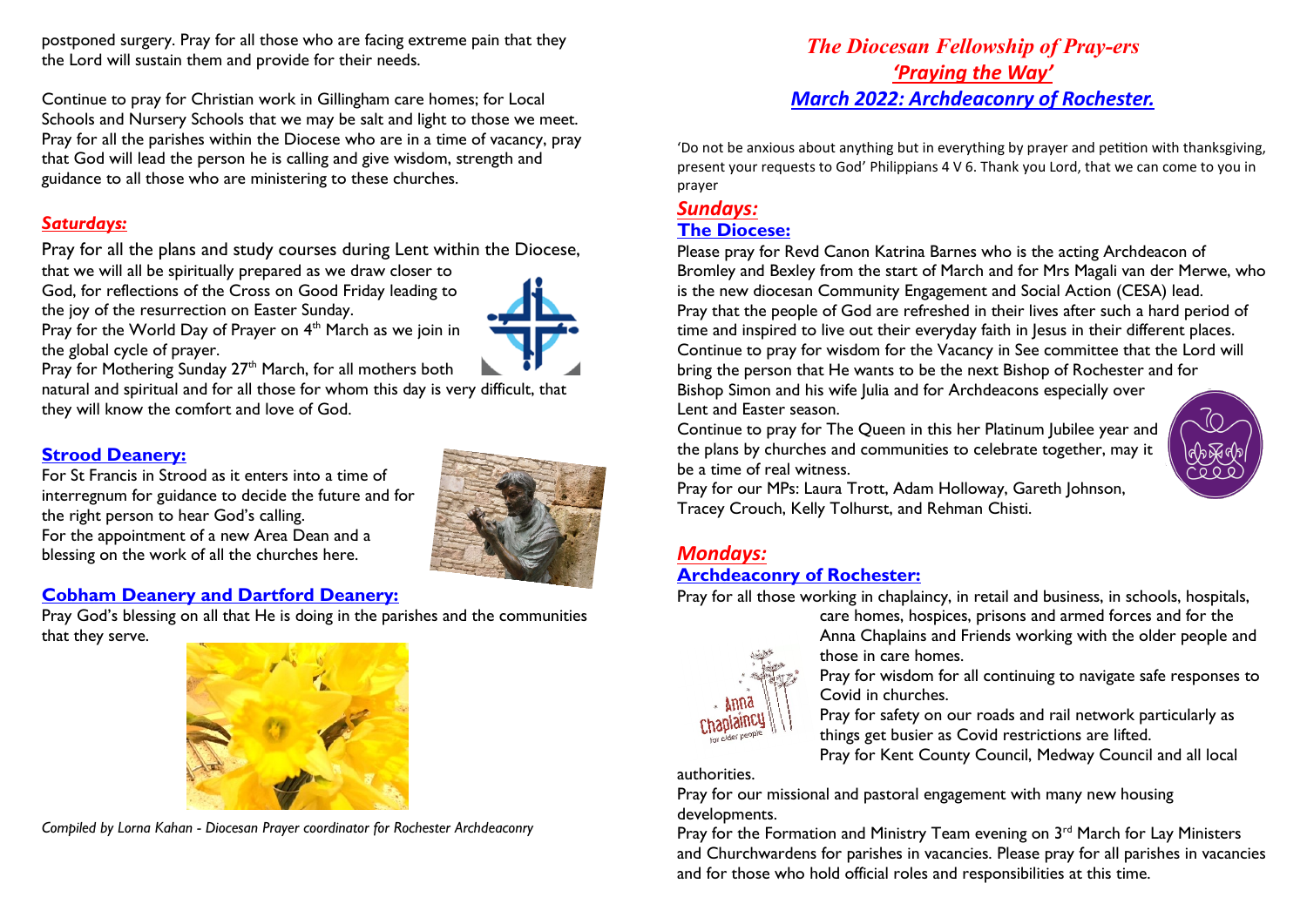postponed surgery. Pray for all those who are facing extreme pain that they the Lord will sustain them and provide for their needs.

Continue to pray for Christian work in Gillingham care homes; for Local Schools and Nursery Schools that we may be salt and light to those we meet. Pray for all the parishes within the Diocese who are in a time of vacancy, pray that God will lead the person he is calling and give wisdom, strength and guidance to all those who are ministering to these churches.

## *Saturdays:*

Pray for all the plans and study courses during Lent within the Diocese, that we will all be spiritually prepared as we draw closer to God, for reflections of the Cross on Good Friday leading to the joy of the resurrection on Easter Sunday.
Pray for the World Day of Prayer on 4th March as we join in the global cycle of prayer.
Pray for Mothering Sunday 27th March, for all mothers both natural and spiritual and for all those for whom this day is very difficult, that they will know the comfort and love of God.

### Strood Deanery:

For St Francis in Strood as it enters into a time of interregnum for guidance to decide the future and for the right person to hear God's calling.
For the appointment of a new Area Dean and a blessing on the work of all the churches here.

### Cobham Deanery and Dartford Deanery:

Pray God's blessing on all that He is doing in the parishes and the communities that they serve.

*Compiled by Lorna Kahan - Diocesan Prayer coordinator for Rochester Archdeaconry*

# *The Diocesan Fellowship of Pray-ers*
## *'Praying the Way'*
## *March 2022: Archdeaconry of Rochester.*

'Do not be anxious about anything but in everything by prayer and petition with thanksgiving, present your requests to God' Philippians 4 V 6. Thank you Lord, that we can come to you in prayer

## *Sundays:*

### The Diocese:

Please pray for Revd Canon Katrina Barnes who is the acting Archdeacon of Bromley and Bexley from the start of March and for Mrs Magali van der Merwe, who is the new diocesan Community Engagement and Social Action (CESA) lead.
Pray that the people of God are refreshed in their lives after such a hard period of time and inspired to live out their everyday faith in Jesus in their different places.
Continue to pray for wisdom for the Vacancy in See committee that the Lord will bring the person that He wants to be the next Bishop of Rochester and for Bishop Simon and his wife Julia and for Archdeacons especially over Lent and Easter season.
Continue to pray for The Queen in this her Platinum Jubilee year and the plans by churches and communities to celebrate together, may it be a time of real witness.
Pray for our MPs: Laura Trott, Adam Holloway, Gareth Johnson, Tracey Crouch, Kelly Tolhurst, and Rehman Chisti.

## *Mondays:*

### Archdeaconry of Rochester:

Pray for all those working in chaplaincy, in retail and business, in schools, hospitals, care homes, hospices, prisons and armed forces and for the Anna Chaplains and Friends working with the older people and those in care homes.
Pray for wisdom for all continuing to navigate safe responses to Covid in churches.
Pray for safety on our roads and rail network particularly as things get busier as Covid restrictions are lifted.
Pray for Kent County Council, Medway Council and all local authorities.
Pray for our missional and pastoral engagement with many new housing developments.
Pray for the Formation and Ministry Team evening on 3rd March for Lay Ministers and Churchwardens for parishes in vacancies. Please pray for all parishes in vacancies and for those who hold official roles and responsibilities at this time.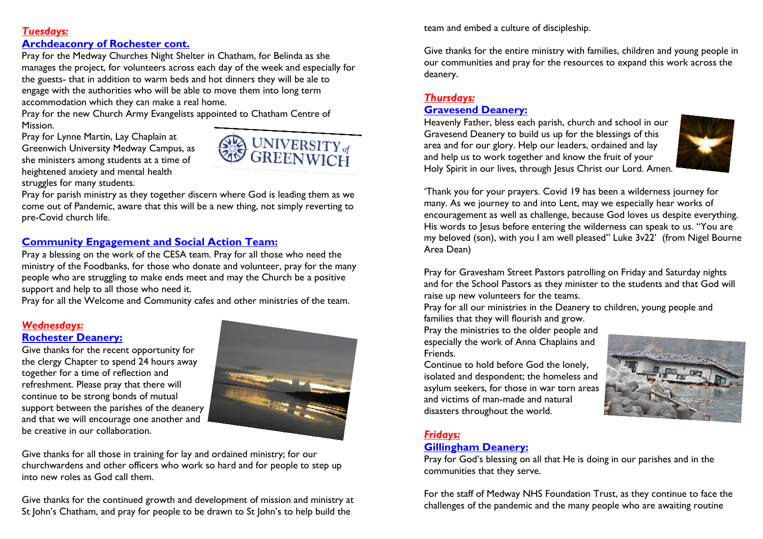## *Tuesdays:*

### Archdeaconry of Rochester cont.

Pray for the Medway Churches Night Shelter in Chatham, for Belinda as she manages the project, for volunteers across each day of the week and especially for the guests- that in addition to warm beds and hot dinners they will be ale to engage with the authorities who will be able to move them into long term accommodation which they can make a real home.

Pray for the new Church Army Evangelists appointed to Chatham Centre of Mission.

Pray for Lynne Martin, Lay Chaplain at Greenwich University Medway Campus, as she ministers among students at a time of heightened anxiety and mental health struggles for many students.

Pray for parish ministry as they together discern where God is leading them as we come out of Pandemic, aware that this will be a new thing, not simply reverting to pre-Covid church life.

### Community Engagement and Social Action Team:

Pray a blessing on the work of the CESA team. Pray for all those who need the ministry of the Foodbanks, for those who donate and volunteer, pray for the many people who are struggling to make ends meet and may the Church be a positive support and help to all those who need it.

Pray for all the Welcome and Community cafes and other ministries of the team.

## *Wednesdays:*

### Rochester Deanery:

Give thanks for the recent opportunity for the clergy Chapter to spend 24 hours away together for a time of reflection and refreshment. Please pray that there will continue to be strong bonds of mutual support between the parishes of the deanery and that we will encourage one another and be creative in our collaboration.

Give thanks for all those in training for lay and ordained ministry; for our churchwardens and other officers who work so hard and for people to step up into new roles as God call them.

Give thanks for the continued growth and development of mission and ministry at St John's Chatham, and pray for people to be drawn to St John's to help build the team and embed a culture of discipleship.

Give thanks for the entire ministry with families, children and young people in our communities and pray for the resources to expand this work across the deanery.

## *Thursdays:*

### Gravesend Deanery:

Heavenly Father, bless each parish, church and school in our Gravesend Deanery to build us up for the blessings of this area and for our glory. Help our leaders, ordained and lay and help us to work together and know the fruit of your Holy Spirit in our lives, through Jesus Christ our Lord. Amen.

'Thank you for your prayers. Covid 19 has been a wilderness journey for many. As we journey to and into Lent, may we especially hear works of encouragement as well as challenge, because God loves us despite everything. His words to Jesus before entering the wilderness can speak to us. "You are my beloved (son), with you I am well pleased" Luke 3v22' (from Nigel Bourne Area Dean)

Pray for Gravesham Street Pastors patrolling on Friday and Saturday nights and for the School Pastors as they minister to the students and that God will raise up new volunteers for the teams.

Pray for all our ministries in the Deanery to children, young people and families that they will flourish and grow.

Pray the ministries to the older people and especially the work of Anna Chaplains and Friends.

Continue to hold before God the lonely, isolated and despondent; the homeless and asylum seekers, for those in war torn areas and victims of man-made and natural disasters throughout the world.

## *Fridays:*

### Gillingham Deanery:

Pray for God's blessing on all that He is doing in our parishes and in the communities that they serve.

For the staff of Medway NHS Foundation Trust, as they continue to face the challenges of the pandemic and the many people who are awaiting routine